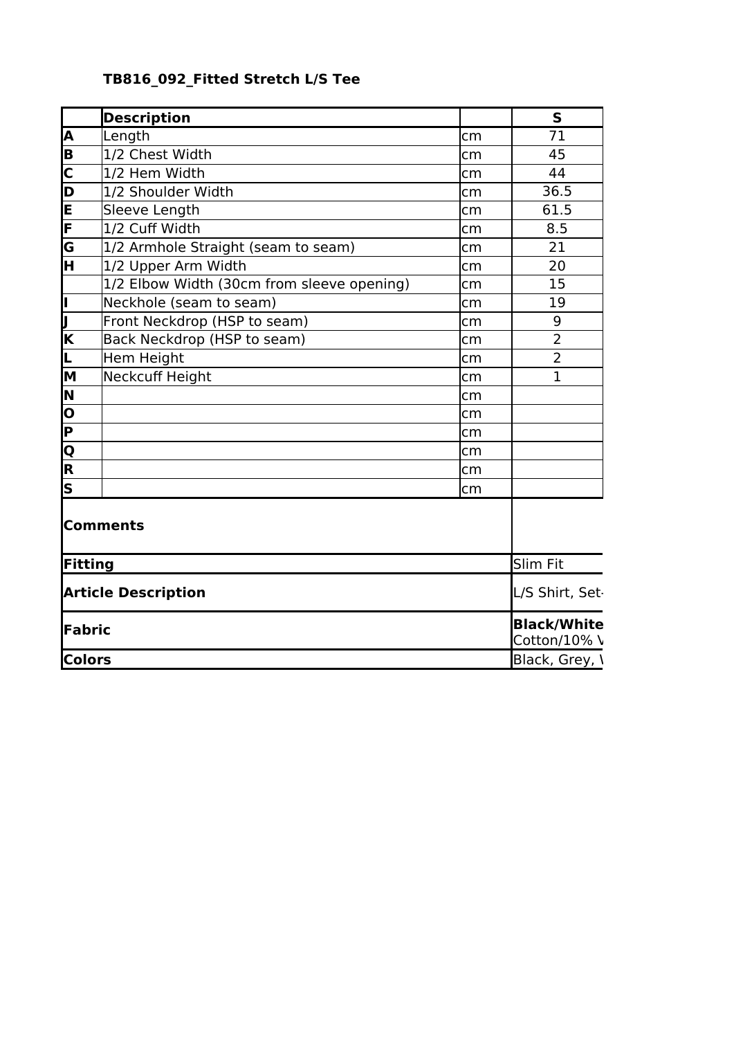# TB816_092_Fitted Stretch L/S Tee

| | Description | | S |
|---|---|---|---|
| A | Length | cm | 71 |
| B | 1/2 Chest Width | cm | 45 |
| C | 1/2 Hem Width | cm | 44 |
| D | 1/2 Shoulder Width | cm | 36.5 |
| E | Sleeve Length | cm | 61.5 |
| F | 1/2 Cuff Width | cm | 8.5 |
| G | 1/2 Armhole Straight (seam to seam) | cm | 21 |
| H | 1/2 Upper Arm Width | cm | 20 |
| | 1/2 Elbow Width (30cm from sleeve opening) | cm | 15 |
| I | Neckhole (seam to seam) | cm | 19 |
| J | Front Neckdrop (HSP to seam) | cm | 9 |
| K | Back Neckdrop (HSP to seam) | cm | 2 |
| L | Hem Height | cm | 2 |
| M | Neckcuff Height | cm | 1 |
| N | | cm | |
| O | | cm | |
| P | | cm | |
| Q | | cm | |
| R | | cm | |
| S | | cm | |
| **Comments** | | | |
| **Fitting** | | | Slim Fit |
| **Article Description** | | | L/S Shirt, Set- |
| **Fabric** | | | **Black/White** Cotton/10% V |
| **Colors** | | | Black, Grey, \ |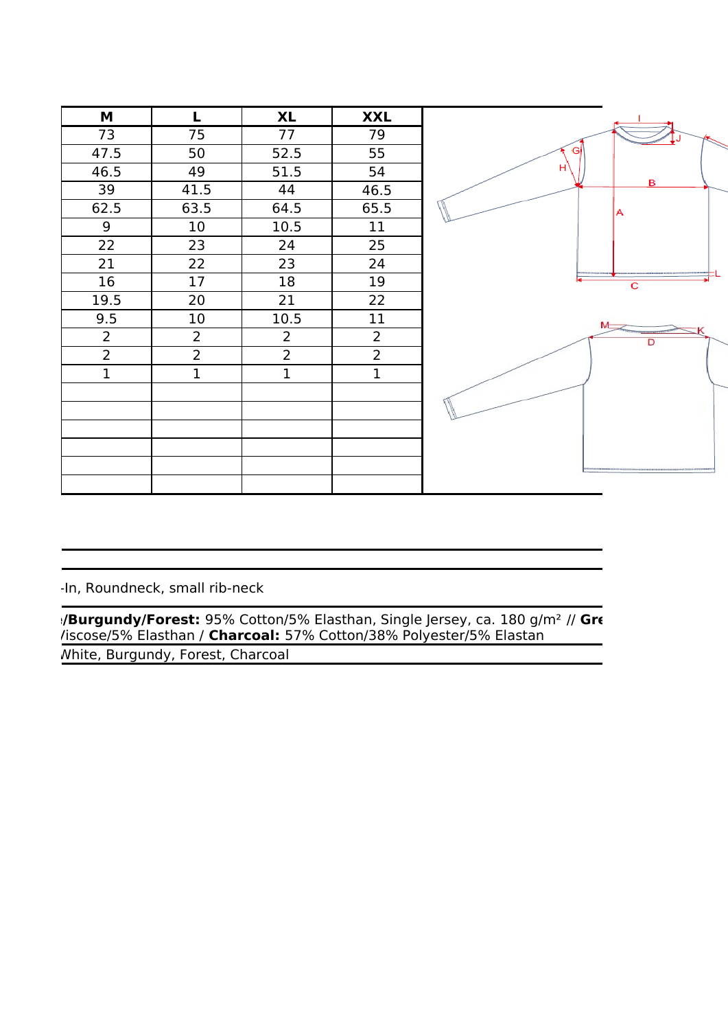| M | L | XL | XXL |
|---|---|---|---|
| 73 | 75 | 77 | 79 |
| 47.5 | 50 | 52.5 | 55 |
| 46.5 | 49 | 51.5 | 54 |
| 39 | 41.5 | 44 | 46.5 |
| 62.5 | 63.5 | 64.5 | 65.5 |
| 9 | 10 | 10.5 | 11 |
| 22 | 23 | 24 | 25 |
| 21 | 22 | 23 | 24 |
| 16 | 17 | 18 | 19 |
| 19.5 | 20 | 21 | 22 |
| 9.5 | 10 | 10.5 | 11 |
| 2 | 2 | 2 | 2 |
| 2 | 2 | 2 | 2 |
| 1 | 1 | 1 | 1 |
| | | | |
| | | | |
| | | | |
| | | | |
| | | | |
| | | | |

-In, Roundneck, small rib-neck

**/Burgundy/Forest:** 95% Cotton/5% Elasthan, Single Jersey, ca. 180 g/m² // **Gre**
/iscose/5% Elasthan / **Charcoal:** 57% Cotton/38% Polyester/5% Elastan

White, Burgundy, Forest, Charcoal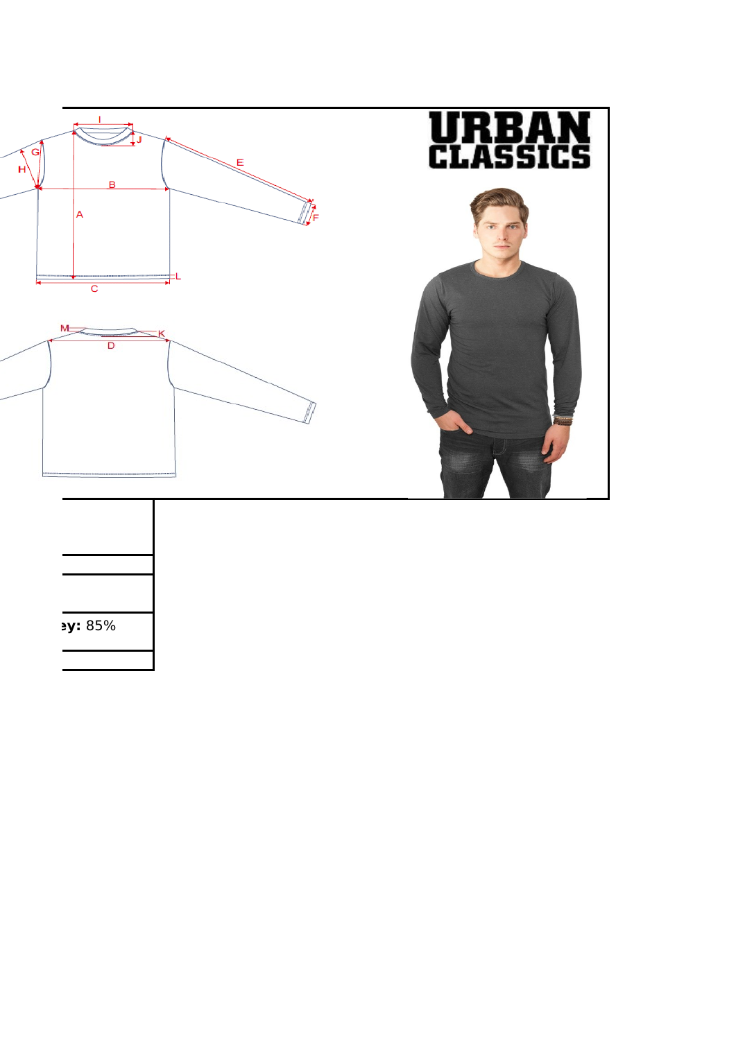**ey:** 85%